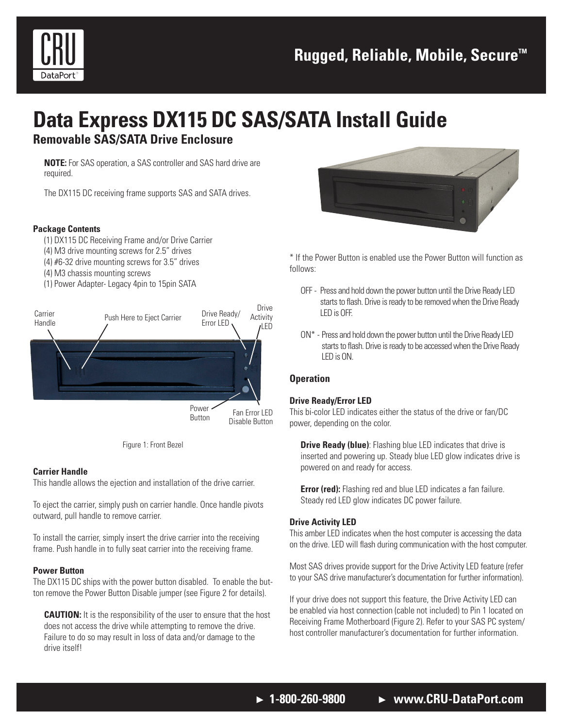Rugged, Reliable, Mobile, Secure™

# Data Express DX115 DC SAS/SATA Install Guide

## Removable SAS/SATA Drive Enclosure

**NOTE:** For SAS operation, a SAS controller and SAS hard drive are required.

The DX115 DC receiving frame supports SAS and SATA drives.

#### Package Contents

(1) DX115 DC Receiving Frame and/or Drive Carrier
(4) M3 drive mounting screws for 2.5" drives
(4) #6-32 drive mounting screws for 3.5" drives
(4) M3 chassis mounting screws
(1) Power Adapter- Legacy 4pin to 15pin SATA

Carrier Handle | Push Here to Eject Carrier | Drive Ready/ Error LED | Drive Activity LED | Power Button | Fan Error LED Disable Button

Figure 1: Front Bezel

#### Carrier Handle

This handle allows the ejection and installation of the drive carrier.

To eject the carrier, simply push on carrier handle. Once handle pivots outward, pull handle to remove carrier.

To install the carrier, simply insert the drive carrier into the receiving frame. Push handle in to fully seat carrier into the receiving frame.

#### Power Button

The DX115 DC ships with the power button disabled. To enable the button remove the Power Button Disable jumper (see Figure 2 for details).

**CAUTION:** It is the responsibility of the user to ensure that the host does not access the drive while attempting to remove the drive. Failure to do so may result in loss of data and/or damage to the drive itself!

* If the Power Button is enabled use the Power Button will function as follows:

OFF - Press and hold down the power button until the Drive Ready LED starts to flash. Drive is ready to be removed when the Drive Ready LED is OFF.

ON* - Press and hold down the power button until the Drive Ready LED starts to flash. Drive is ready to be accessed when the Drive Ready LED is ON.

### Operation

#### Drive Ready/Error LED

This bi-color LED indicates either the status of the drive or fan/DC power, depending on the color.

**Drive Ready (blue)**: Flashing blue LED indicates that drive is inserted and powering up. Steady blue LED glow indicates drive is powered on and ready for access.

**Error (red):** Flashing red and blue LED indicates a fan failure. Steady red LED glow indicates DC power failure.

#### Drive Activity LED

This amber LED indicates when the host computer is accessing the data on the drive. LED will flash during communication with the host computer.

Most SAS drives provide support for the Drive Activity LED feature (refer to your SAS drive manufacturer's documentation for further information).

If your drive does not support this feature, the Drive Activity LED can be enabled via host connection (cable not included) to Pin 1 located on Receiving Frame Motherboard (Figure 2). Refer to your SAS PC system/ host controller manufacturer's documentation for further information.

► 1-800-260-9800 ► www.CRU-DataPort.com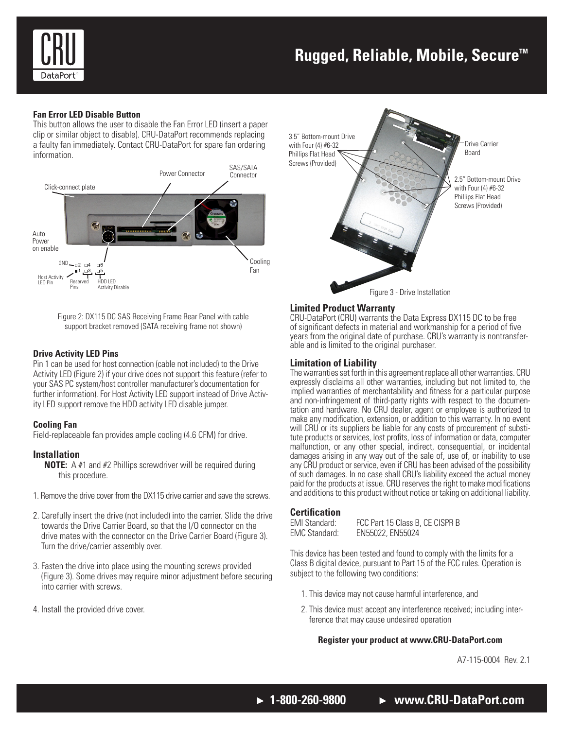### Fan Error LED Disable Button

This button allows the user to disable the Fan Error LED (insert a paper clip or similar object to disable). CRU-DataPort recommends replacing a faulty fan immediately. Contact CRU-DataPort for spare fan ordering information.

Power Connector

SAS/SATA Connector

Click-connect plate

Auto Power on enable

GND

2 4 6

1 3 5

Host Activity LED Pin

Reserved Pins

HDD LED Activity Disable

Cooling Fan

Figure 2: DX115 DC SAS Receiving Frame Rear Panel with cable support bracket removed (SATA receiving frame not shown)

### Drive Activity LED Pins

Pin 1 can be used for host connection (cable not included) to the Drive Activity LED (Figure 2) if your drive does not support this feature (refer to your SAS PC system/host controller manufacturer's documentation for further information). For Host Activity LED support instead of Drive Activity LED support remove the HDD activity LED disable jumper.

### Cooling Fan

Field-replaceable fan provides ample cooling (4.6 CFM) for drive.

## Installation

**NOTE:** A #1 and #2 Phillips screwdriver will be required during this procedure.

1. Remove the drive cover from the DX115 drive carrier and save the screws.
2. Carefully insert the drive (not included) into the carrier. Slide the drive towards the Drive Carrier Board, so that the I/O connector on the drive mates with the connector on the Drive Carrier Board (Figure 3). Turn the drive/carrier assembly over.
3. Fasten the drive into place using the mounting screws provided (Figure 3). Some drives may require minor adjustment before securing into carrier with screws.
4. Install the provided drive cover.

3.5" Bottom-mount Drive with Four (4) #6-32 Phillips Flat Head Screws (Provided)

Drive Carrier Board

2.5" Bottom-mount Drive with Four (4) #6-32 Phillips Flat Head Screws (Provided)

Figure 3 - Drive Installation

## Limited Product Warranty

CRU-DataPort (CRU) warrants the Data Express DX115 DC to be free of significant defects in material and workmanship for a period of five years from the original date of purchase. CRU's warranty is nontransferable and is limited to the original purchaser.

## Limitation of Liability

The warranties set forth in this agreement replace all other warranties. CRU expressly disclaims all other warranties, including but not limited to, the implied warranties of merchantability and fitness for a particular purpose and non-infringement of third-party rights with respect to the documentation and hardware. No CRU dealer, agent or employee is authorized to make any modification, extension, or addition to this warranty. In no event will CRU or its suppliers be liable for any costs of procurement of substitute products or services, lost profits, loss of information or data, computer malfunction, or any other special, indirect, consequential, or incidental damages arising in any way out of the sale of, use of, or inability to use any CRU product or service, even if CRU has been advised of the possibility of such damages. In no case shall CRU's liability exceed the actual money paid for the products at issue. CRU reserves the right to make modifications and additions to this product without notice or taking on additional liability.

## Certification

| | |
|---|---|
| EMI Standard: | FCC Part 15 Class B, CE CISPR B |
| EMC Standard: | EN55022, EN55024 |

This device has been tested and found to comply with the limits for a Class B digital device, pursuant to Part 15 of the FCC rules. Operation is subject to the following two conditions:

1. This device may not cause harmful interference, and
2. This device must accept any interference received; including interference that may cause undesired operation

**Register your product at www.CRU-DataPort.com**

A7-115-0004 Rev. 2.1